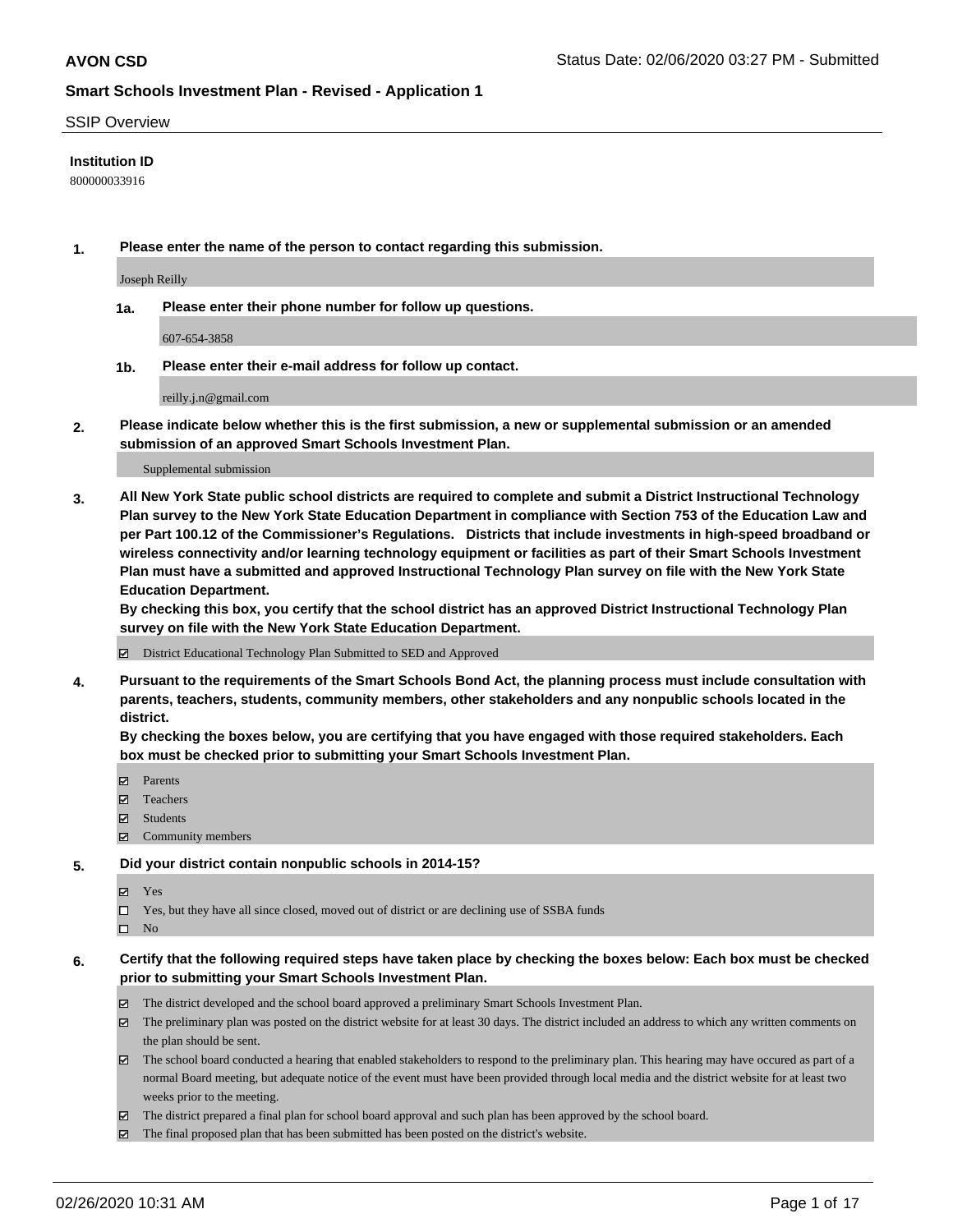**AVON CSD** Status Date: 02/06/2020 03:27 PM - Submitted

**Smart Schools Investment Plan - Revised - Application 1**

SSIP Overview

**Institution ID**

800000033916

**1. Please enter the name of the person to contact regarding this submission.**

Joseph Reilly

**1a. Please enter their phone number for follow up questions.**

607-654-3858

**1b. Please enter their e-mail address for follow up contact.**

reilly.j.n@gmail.com

**2. Please indicate below whether this is the first submission, a new or supplemental submission or an amended submission of an approved Smart Schools Investment Plan.**

Supplemental submission

**3. All New York State public school districts are required to complete and submit a District Instructional Technology Plan survey to the New York State Education Department in compliance with Section 753 of the Education Law and per Part 100.12 of the Commissioner's Regulations. Districts that include investments in high-speed broadband or wireless connectivity and/or learning technology equipment or facilities as part of their Smart Schools Investment Plan must have a submitted and approved Instructional Technology Plan survey on file with the New York State Education Department.**
**By checking this box, you certify that the school district has an approved District Instructional Technology Plan survey on file with the New York State Education Department.**

☑ District Educational Technology Plan Submitted to SED and Approved

**4. Pursuant to the requirements of the Smart Schools Bond Act, the planning process must include consultation with parents, teachers, students, community members, other stakeholders and any nonpublic schools located in the district.**
**By checking the boxes below, you are certifying that you have engaged with those required stakeholders. Each box must be checked prior to submitting your Smart Schools Investment Plan.**

☑ Parents
☑ Teachers
☑ Students
☑ Community members

**5. Did your district contain nonpublic schools in 2014-15?**

☑ Yes
☐ Yes, but they have all since closed, moved out of district or are declining use of SSBA funds
☐ No

**6. Certify that the following required steps have taken place by checking the boxes below: Each box must be checked prior to submitting your Smart Schools Investment Plan.**

☑ The district developed and the school board approved a preliminary Smart Schools Investment Plan.
☑ The preliminary plan was posted on the district website for at least 30 days. The district included an address to which any written comments on the plan should be sent.
☑ The school board conducted a hearing that enabled stakeholders to respond to the preliminary plan. This hearing may have occured as part of a normal Board meeting, but adequate notice of the event must have been provided through local media and the district website for at least two weeks prior to the meeting.
☑ The district prepared a final plan for school board approval and such plan has been approved by the school board.
☑ The final proposed plan that has been submitted has been posted on the district's website.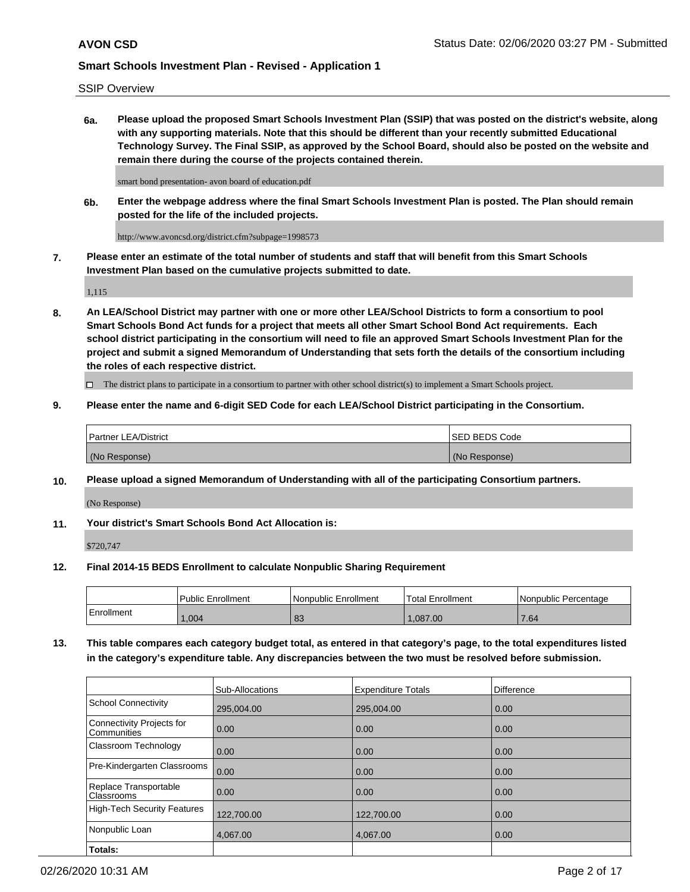SSIP Overview

**6a. Please upload the proposed Smart Schools Investment Plan (SSIP) that was posted on the district's website, along with any supporting materials. Note that this should be different than your recently submitted Educational Technology Survey. The Final SSIP, as approved by the School Board, should also be posted on the website and remain there during the course of the projects contained therein.**

smart bond presentation- avon board of education.pdf

**6b. Enter the webpage address where the final Smart Schools Investment Plan is posted. The Plan should remain posted for the life of the included projects.**

http://www.avoncsd.org/district.cfm?subpage=1998573

**7. Please enter an estimate of the total number of students and staff that will benefit from this Smart Schools Investment Plan based on the cumulative projects submitted to date.**

1,115

**8. An LEA/School District may partner with one or more other LEA/School Districts to form a consortium to pool Smart Schools Bond Act funds for a project that meets all other Smart School Bond Act requirements. Each school district participating in the consortium will need to file an approved Smart Schools Investment Plan for the project and submit a signed Memorandum of Understanding that sets forth the details of the consortium including the roles of each respective district.**

☐ The district plans to participate in a consortium to partner with other school district(s) to implement a Smart Schools project.

**9. Please enter the name and 6-digit SED Code for each LEA/School District participating in the Consortium.**

| Partner LEA/District | SED BEDS Code |
|---|---|
| (No Response) | (No Response) |

**10. Please upload a signed Memorandum of Understanding with all of the participating Consortium partners.**

(No Response)

**11. Your district's Smart Schools Bond Act Allocation is:**

$720,747

**12. Final 2014-15 BEDS Enrollment to calculate Nonpublic Sharing Requirement**

| | Public Enrollment | Nonpublic Enrollment | Total Enrollment | Nonpublic Percentage |
|---|---|---|---|---|
| Enrollment | 1,004 | 83 | 1,087.00 | 7.64 |

**13. This table compares each category budget total, as entered in that category's page, to the total expenditures listed in the category's expenditure table. Any discrepancies between the two must be resolved before submission.**

| | Sub-Allocations | Expenditure Totals | Difference |
|---|---|---|---|
| School Connectivity | 295,004.00 | 295,004.00 | 0.00 |
| Connectivity Projects for Communities | 0.00 | 0.00 | 0.00 |
| Classroom Technology | 0.00 | 0.00 | 0.00 |
| Pre-Kindergarten Classrooms | 0.00 | 0.00 | 0.00 |
| Replace Transportable Classrooms | 0.00 | 0.00 | 0.00 |
| High-Tech Security Features | 122,700.00 | 122,700.00 | 0.00 |
| Nonpublic Loan | 4,067.00 | 4,067.00 | 0.00 |
| **Totals:** | | | |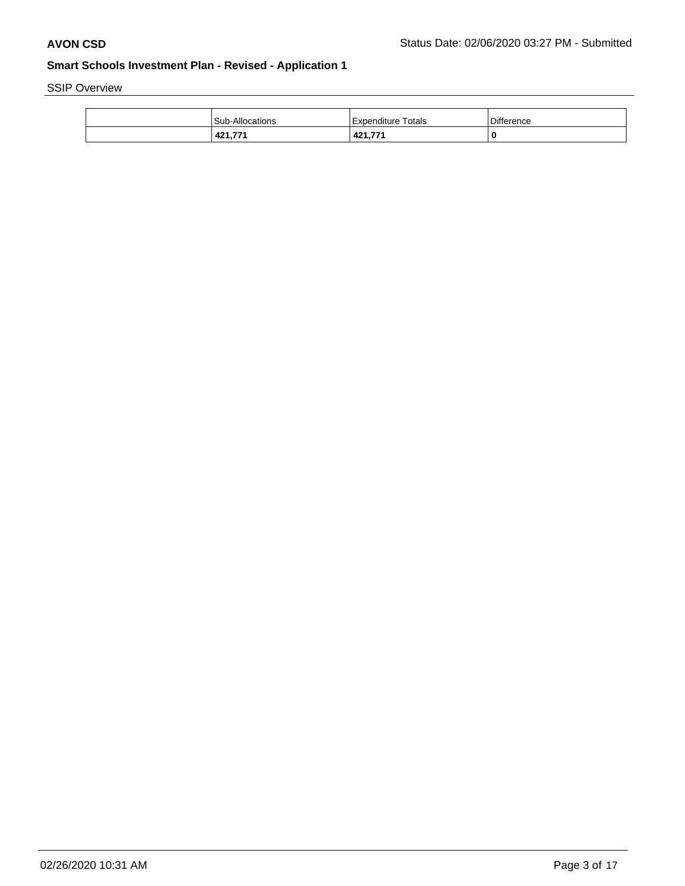**AVON CSD** Status Date: 02/06/2020 03:27 PM - Submitted

## Smart Schools Investment Plan - Revised - Application 1

SSIP Overview

| | Sub-Allocations | Expenditure Totals | Difference |
|---|---|---|---|
| | **421,771** | **421,771** | **0** |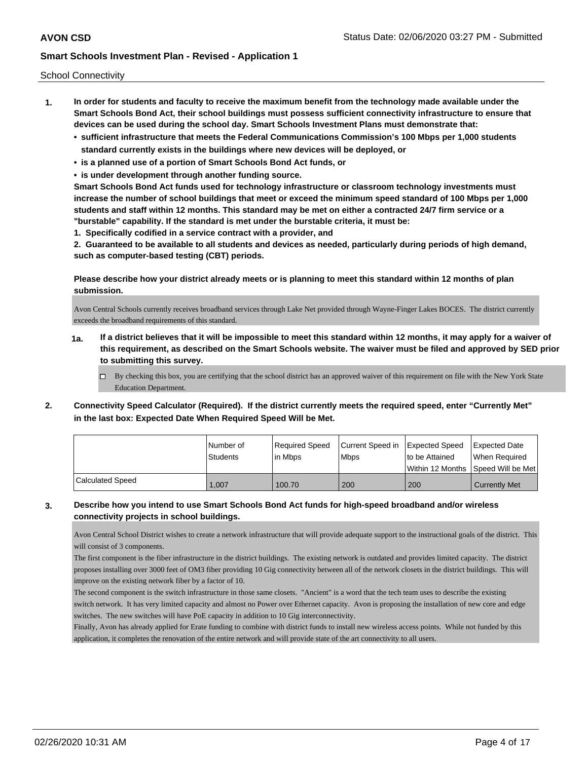School Connectivity

1. **In order for students and faculty to receive the maximum benefit from the technology made available under the Smart Schools Bond Act, their school buildings must possess sufficient connectivity infrastructure to ensure that devices can be used during the school day. Smart Schools Investment Plans must demonstrate that:**
   - **sufficient infrastructure that meets the Federal Communications Commission's 100 Mbps per 1,000 students standard currently exists in the buildings where new devices will be deployed, or**
   - **is a planned use of a portion of Smart Schools Bond Act funds, or**
   - **is under development through another funding source.**

   **Smart Schools Bond Act funds used for technology infrastructure or classroom technology investments must increase the number of school buildings that meet or exceed the minimum speed standard of 100 Mbps per 1,000 students and staff within 12 months. This standard may be met on either a contracted 24/7 firm service or a "burstable" capability. If the standard is met under the burstable criteria, it must be:**

   **1. Specifically codified in a service contract with a provider, and**

   **2. Guaranteed to be available to all students and devices as needed, particularly during periods of high demand, such as computer-based testing (CBT) periods.**

   **Please describe how your district already meets or is planning to meet this standard within 12 months of plan submission.**

   Avon Central Schools currently receives broadband services through Lake Net provided through Wayne-Finger Lakes BOCES. The district currently exceeds the broadband requirements of this standard.

   **1a. If a district believes that it will be impossible to meet this standard within 12 months, it may apply for a waiver of this requirement, as described on the Smart Schools website. The waiver must be filed and approved by SED prior to submitting this survey.**

   - [ ] By checking this box, you are certifying that the school district has an approved waiver of this requirement on file with the New York State Education Department.

2. **Connectivity Speed Calculator (Required). If the district currently meets the required speed, enter "Currently Met" in the last box: Expected Date When Required Speed Will be Met.**

| | Number of Students | Required Speed in Mbps | Current Speed in Mbps | Expected Speed to be Attained Within 12 Months | Expected Date When Required Speed Will be Met |
|---|---|---|---|---|---|
| Calculated Speed | 1,007 | 100.70 | 200 | 200 | Currently Met |

3. **Describe how you intend to use Smart Schools Bond Act funds for high-speed broadband and/or wireless connectivity projects in school buildings.**

   Avon Central School District wishes to create a network infrastructure that will provide adequate support to the instructional goals of the district. This will consist of 3 components.

   The first component is the fiber infrastructure in the district buildings. The existing network is outdated and provides limited capacity. The district proposes installing over 3000 feet of OM3 fiber providing 10 Gig connectivity between all of the network closets in the district buildings. This will improve on the existing network fiber by a factor of 10.

   The second component is the switch infrastructure in those same closets. "Ancient" is a word that the tech team uses to describe the existing switch network. It has very limited capacity and almost no Power over Ethernet capacity. Avon is proposing the installation of new core and edge switches. The new switches will have PoE capacity in addition to 10 Gig interconnectivity.

   Finally, Avon has already applied for Erate funding to combine with district funds to install new wireless access points. While not funded by this application, it completes the renovation of the entire network and will provide state of the art connectivity to all users.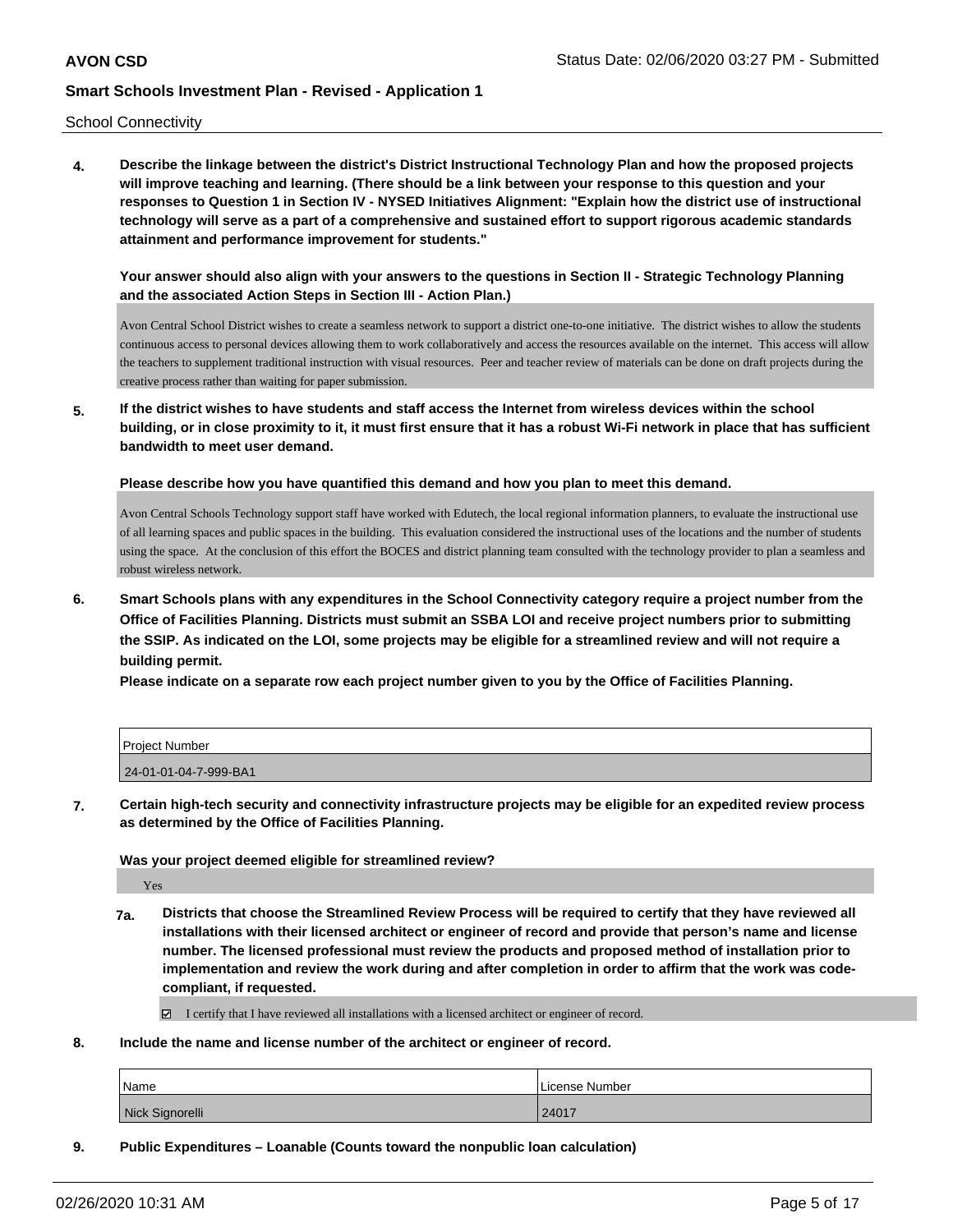School Connectivity

**4. Describe the linkage between the district's District Instructional Technology Plan and how the proposed projects will improve teaching and learning. (There should be a link between your response to this question and your responses to Question 1 in Section IV - NYSED Initiatives Alignment: "Explain how the district use of instructional technology will serve as a part of a comprehensive and sustained effort to support rigorous academic standards attainment and performance improvement for students."**

**Your answer should also align with your answers to the questions in Section II - Strategic Technology Planning and the associated Action Steps in Section III - Action Plan.)**

Avon Central School District wishes to create a seamless network to support a district one-to-one initiative. The district wishes to allow the students continuous access to personal devices allowing them to work collaboratively and access the resources available on the internet. This access will allow the teachers to supplement traditional instruction with visual resources. Peer and teacher review of materials can be done on draft projects during the creative process rather than waiting for paper submission.

**5. If the district wishes to have students and staff access the Internet from wireless devices within the school building, or in close proximity to it, it must first ensure that it has a robust Wi-Fi network in place that has sufficient bandwidth to meet user demand.**

**Please describe how you have quantified this demand and how you plan to meet this demand.**

Avon Central Schools Technology support staff have worked with Edutech, the local regional information planners, to evaluate the instructional use of all learning spaces and public spaces in the building. This evaluation considered the instructional uses of the locations and the number of students using the space. At the conclusion of this effort the BOCES and district planning team consulted with the technology provider to plan a seamless and robust wireless network.

**6. Smart Schools plans with any expenditures in the School Connectivity category require a project number from the Office of Facilities Planning. Districts must submit an SSBA LOI and receive project numbers prior to submitting the SSIP. As indicated on the LOI, some projects may be eligible for a streamlined review and will not require a building permit.**

**Please indicate on a separate row each project number given to you by the Office of Facilities Planning.**

| Project Number |
| --- |
| 24-01-01-04-7-999-BA1 |

**7. Certain high-tech security and connectivity infrastructure projects may be eligible for an expedited review process as determined by the Office of Facilities Planning.**

**Was your project deemed eligible for streamlined review?**

Yes

**7a. Districts that choose the Streamlined Review Process will be required to certify that they have reviewed all installations with their licensed architect or engineer of record and provide that person's name and license number. The licensed professional must review the products and proposed method of installation prior to implementation and review the work during and after completion in order to affirm that the work was code-compliant, if requested.**

☑ I certify that I have reviewed all installations with a licensed architect or engineer of record.

**8. Include the name and license number of the architect or engineer of record.**

| Name | License Number |
| --- | --- |
| Nick Signorelli | 24017 |

**9. Public Expenditures – Loanable (Counts toward the nonpublic loan calculation)**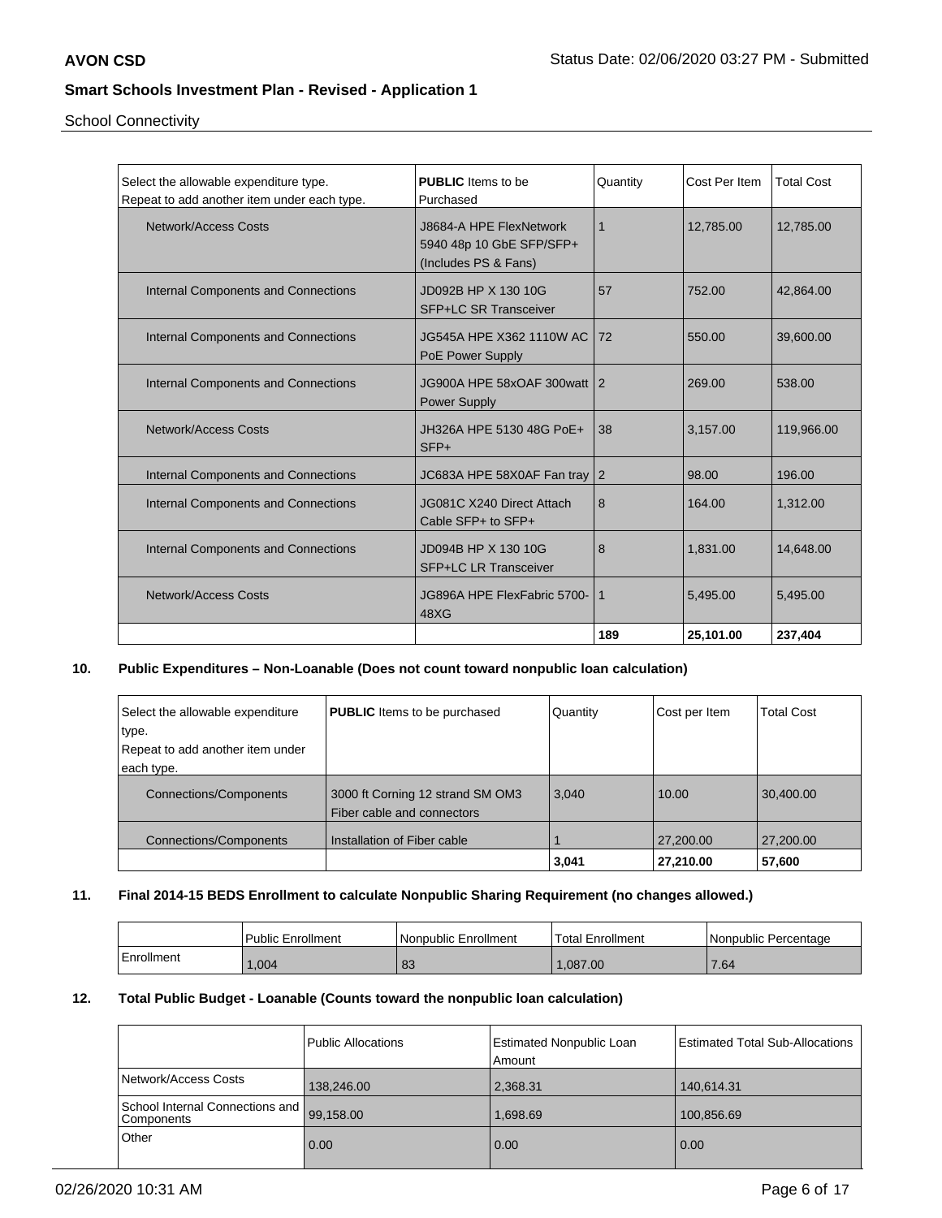## School Connectivity

| Select the allowable expenditure type. Repeat to add another item under each type. | **PUBLIC** Items to be Purchased | Quantity | Cost Per Item | Total Cost |
|---|---|---|---|---|
| Network/Access Costs | J8684-A HPE FlexNetwork 5940 48p 10 GbE SFP/SFP+ (Includes PS & Fans) | 1 | 12,785.00 | 12,785.00 |
| Internal Components and Connections | JD092B HP X 130 10G SFP+LC SR Transceiver | 57 | 752.00 | 42,864.00 |
| Internal Components and Connections | JG545A HPE X362 1110W AC PoE Power Supply | 72 | 550.00 | 39,600.00 |
| Internal Components and Connections | JG900A HPE 58xOAF 300watt Power Supply | 2 | 269.00 | 538.00 |
| Network/Access Costs | JH326A HPE 5130 48G PoE+ SFP+ | 38 | 3,157.00 | 119,966.00 |
| Internal Components and Connections | JC683A HPE 58X0AF Fan tray | 2 | 98.00 | 196.00 |
| Internal Components and Connections | JG081C X240 Direct Attach Cable SFP+ to SFP+ | 8 | 164.00 | 1,312.00 |
| Internal Components and Connections | JD094B HP X 130 10G SFP+LC LR Transceiver | 8 | 1,831.00 | 14,648.00 |
| Network/Access Costs | JG896A HPE FlexFabric 5700-48XG | 1 | 5,495.00 | 5,495.00 |
| | | **189** | **25,101.00** | **237,404** |

### 10. Public Expenditures – Non-Loanable (Does not count toward nonpublic loan calculation)

| Select the allowable expenditure type. Repeat to add another item under each type. | **PUBLIC** Items to be purchased | Quantity | Cost per Item | Total Cost |
|---|---|---|---|---|
| Connections/Components | 3000 ft Corning 12 strand SM OM3 Fiber cable and connectors | 3,040 | 10.00 | 30,400.00 |
| Connections/Components | Installation of Fiber cable | 1 | 27,200.00 | 27,200.00 |
| | | **3,041** | **27,210.00** | **57,600** |

### 11. Final 2014-15 BEDS Enrollment to calculate Nonpublic Sharing Requirement (no changes allowed.)

| | Public Enrollment | Nonpublic Enrollment | Total Enrollment | Nonpublic Percentage |
|---|---|---|---|---|
| Enrollment | 1,004 | 83 | 1,087.00 | 7.64 |

### 12. Total Public Budget - Loanable (Counts toward the nonpublic loan calculation)

| | Public Allocations | Estimated Nonpublic Loan Amount | Estimated Total Sub-Allocations |
|---|---|---|---|
| Network/Access Costs | 138,246.00 | 2,368.31 | 140,614.31 |
| School Internal Connections and Components | 99,158.00 | 1,698.69 | 100,856.69 |
| Other | 0.00 | 0.00 | 0.00 |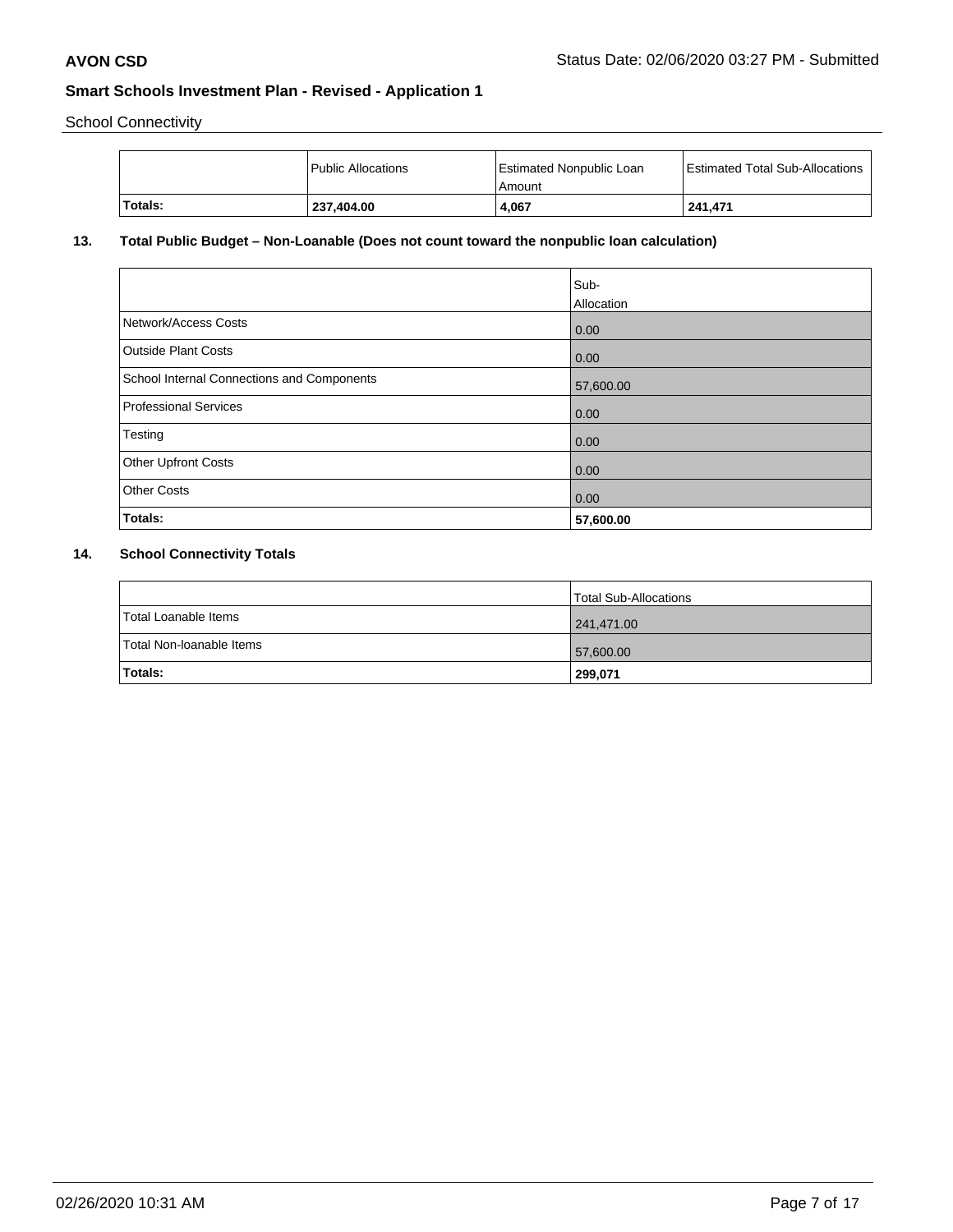School Connectivity

| | Public Allocations | Estimated Nonpublic Loan Amount | Estimated Total Sub-Allocations |
|---|---|---|---|
| **Totals:** | **237,404.00** | **4,067** | **241,471** |

## 13. Total Public Budget – Non-Loanable (Does not count toward the nonpublic loan calculation)

| | Sub-Allocation |
|---|---|
| Network/Access Costs | 0.00 |
| Outside Plant Costs | 0.00 |
| School Internal Connections and Components | 57,600.00 |
| Professional Services | 0.00 |
| Testing | 0.00 |
| Other Upfront Costs | 0.00 |
| Other Costs | 0.00 |
| **Totals:** | **57,600.00** |

## 14. School Connectivity Totals

| | Total Sub-Allocations |
|---|---|
| Total Loanable Items | 241,471.00 |
| Total Non-loanable Items | 57,600.00 |
| **Totals:** | **299,071** |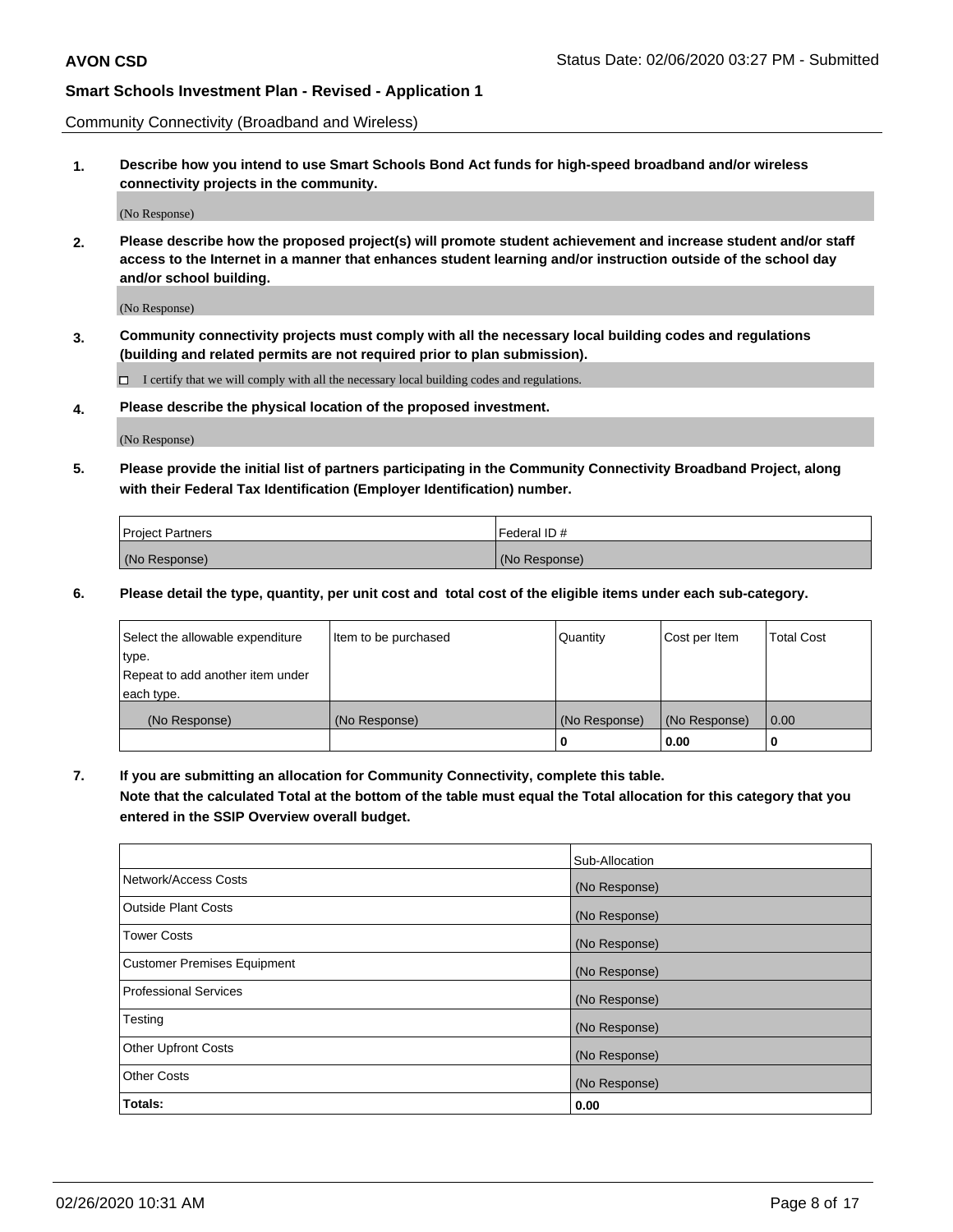Community Connectivity (Broadband and Wireless)

**1. Describe how you intend to use Smart Schools Bond Act funds for high-speed broadband and/or wireless connectivity projects in the community.**

(No Response)

**2. Please describe how the proposed project(s) will promote student achievement and increase student and/or staff access to the Internet in a manner that enhances student learning and/or instruction outside of the school day and/or school building.**

(No Response)

**3. Community connectivity projects must comply with all the necessary local building codes and regulations (building and related permits are not required prior to plan submission).**

☐ I certify that we will comply with all the necessary local building codes and regulations.

**4. Please describe the physical location of the proposed investment.**

(No Response)

**5. Please provide the initial list of partners participating in the Community Connectivity Broadband Project, along with their Federal Tax Identification (Employer Identification) number.**

| Project Partners | Federal ID # |
|---|---|
| (No Response) | (No Response) |

**6. Please detail the type, quantity, per unit cost and total cost of the eligible items under each sub-category.**

| Select the allowable expenditure type. Repeat to add another item under each type. | Item to be purchased | Quantity | Cost per Item | Total Cost |
|---|---|---|---|---|
| (No Response) | (No Response) | (No Response) | (No Response) | 0.00 |
| | | **0** | **0.00** | **0** |

**7. If you are submitting an allocation for Community Connectivity, complete this table. Note that the calculated Total at the bottom of the table must equal the Total allocation for this category that you entered in the SSIP Overview overall budget.**

| | Sub-Allocation |
|---|---|
| Network/Access Costs | (No Response) |
| Outside Plant Costs | (No Response) |
| Tower Costs | (No Response) |
| Customer Premises Equipment | (No Response) |
| Professional Services | (No Response) |
| Testing | (No Response) |
| Other Upfront Costs | (No Response) |
| Other Costs | (No Response) |
| **Totals:** | **0.00** |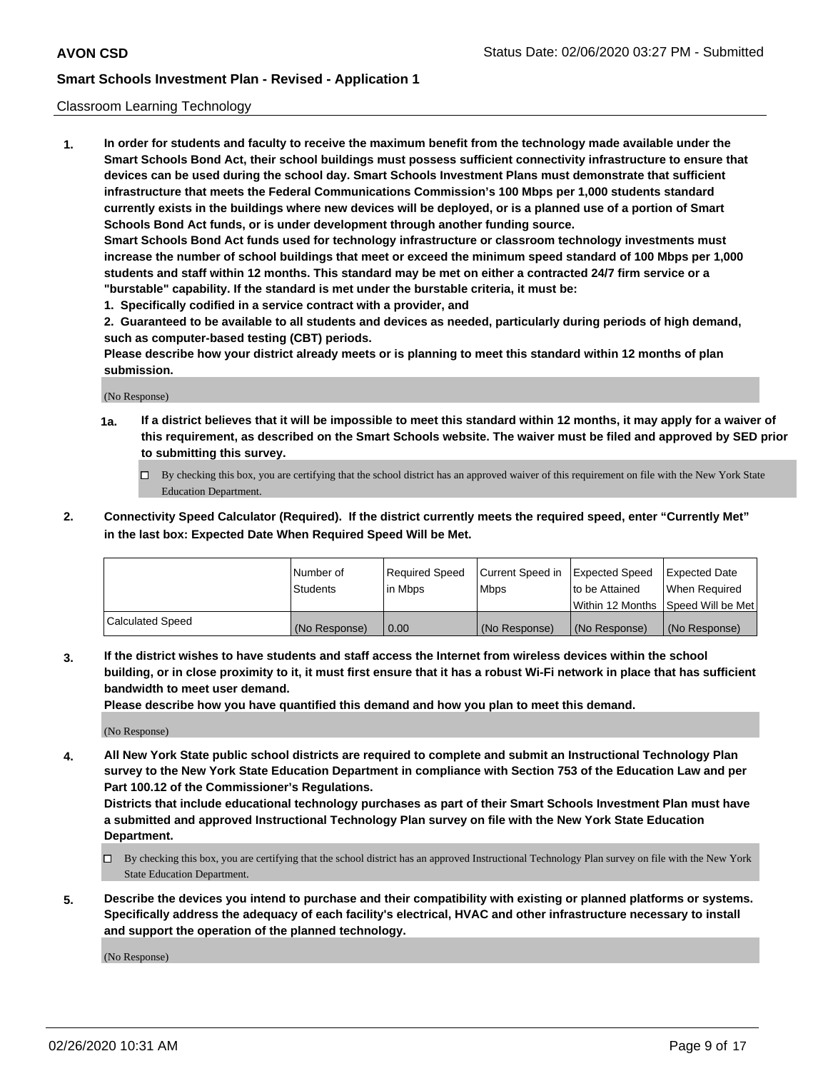**AVON CSD**

Status Date: 02/06/2020 03:27 PM - Submitted

## Smart Schools Investment Plan - Revised - Application 1

Classroom Learning Technology

1. **In order for students and faculty to receive the maximum benefit from the technology made available under the Smart Schools Bond Act, their school buildings must possess sufficient connectivity infrastructure to ensure that devices can be used during the school day. Smart Schools Investment Plans must demonstrate that sufficient infrastructure that meets the Federal Communications Commission's 100 Mbps per 1,000 students standard currently exists in the buildings where new devices will be deployed, or is a planned use of a portion of Smart Schools Bond Act funds, or is under development through another funding source.**

   **Smart Schools Bond Act funds used for technology infrastructure or classroom technology investments must increase the number of school buildings that meet or exceed the minimum speed standard of 100 Mbps per 1,000 students and staff within 12 months. This standard may be met on either a contracted 24/7 firm service or a "burstable" capability. If the standard is met under the burstable criteria, it must be:**

   **1. Specifically codified in a service contract with a provider, and**

   **2. Guaranteed to be available to all students and devices as needed, particularly during periods of high demand, such as computer-based testing (CBT) periods.**

   **Please describe how your district already meets or is planning to meet this standard within 12 months of plan submission.**

   (No Response)

   **1a. If a district believes that it will be impossible to meet this standard within 12 months, it may apply for a waiver of this requirement, as described on the Smart Schools website. The waiver must be filed and approved by SED prior to submitting this survey.**

   ☐ By checking this box, you are certifying that the school district has an approved waiver of this requirement on file with the New York State Education Department.

2. **Connectivity Speed Calculator (Required). If the district currently meets the required speed, enter "Currently Met" in the last box: Expected Date When Required Speed Will be Met.**

| | Number of Students | Required Speed in Mbps | Current Speed in Mbps | Expected Speed to be Attained Within 12 Months | Expected Date When Required Speed Will be Met |
|---|---|---|---|---|---|
| Calculated Speed | (No Response) | 0.00 | (No Response) | (No Response) | (No Response) |

3. **If the district wishes to have students and staff access the Internet from wireless devices within the school building, or in close proximity to it, it must first ensure that it has a robust Wi-Fi network in place that has sufficient bandwidth to meet user demand.**

   **Please describe how you have quantified this demand and how you plan to meet this demand.**

   (No Response)

4. **All New York State public school districts are required to complete and submit an Instructional Technology Plan survey to the New York State Education Department in compliance with Section 753 of the Education Law and per Part 100.12 of the Commissioner's Regulations.**

   **Districts that include educational technology purchases as part of their Smart Schools Investment Plan must have a submitted and approved Instructional Technology Plan survey on file with the New York State Education Department.**

   ☐ By checking this box, you are certifying that the school district has an approved Instructional Technology Plan survey on file with the New York State Education Department.

5. **Describe the devices you intend to purchase and their compatibility with existing or planned platforms or systems. Specifically address the adequacy of each facility's electrical, HVAC and other infrastructure necessary to install and support the operation of the planned technology.**

   (No Response)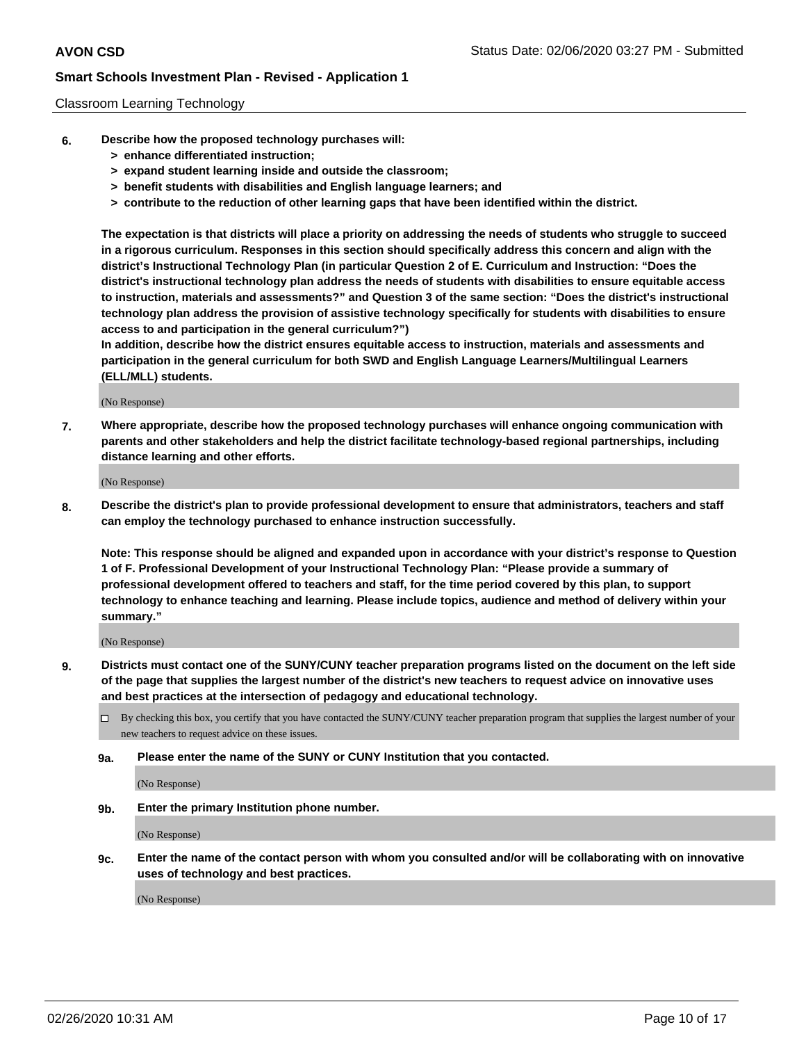Classroom Learning Technology

**6. Describe how the proposed technology purchases will:**

- **> enhance differentiated instruction;**
- **> expand student learning inside and outside the classroom;**
- **> benefit students with disabilities and English language learners; and**
- **> contribute to the reduction of other learning gaps that have been identified within the district.**

**The expectation is that districts will place a priority on addressing the needs of students who struggle to succeed in a rigorous curriculum. Responses in this section should specifically address this concern and align with the district's Instructional Technology Plan (in particular Question 2 of E. Curriculum and Instruction: "Does the district's instructional technology plan address the needs of students with disabilities to ensure equitable access to instruction, materials and assessments?" and Question 3 of the same section: "Does the district's instructional technology plan address the provision of assistive technology specifically for students with disabilities to ensure access to and participation in the general curriculum?")**

**In addition, describe how the district ensures equitable access to instruction, materials and assessments and participation in the general curriculum for both SWD and English Language Learners/Multilingual Learners (ELL/MLL) students.**

(No Response)

**7. Where appropriate, describe how the proposed technology purchases will enhance ongoing communication with parents and other stakeholders and help the district facilitate technology-based regional partnerships, including distance learning and other efforts.**

(No Response)

**8. Describe the district's plan to provide professional development to ensure that administrators, teachers and staff can employ the technology purchased to enhance instruction successfully.**

**Note: This response should be aligned and expanded upon in accordance with your district's response to Question 1 of F. Professional Development of your Instructional Technology Plan: "Please provide a summary of professional development offered to teachers and staff, for the time period covered by this plan, to support technology to enhance teaching and learning. Please include topics, audience and method of delivery within your summary."**

(No Response)

**9. Districts must contact one of the SUNY/CUNY teacher preparation programs listed on the document on the left side of the page that supplies the largest number of the district's new teachers to request advice on innovative uses and best practices at the intersection of pedagogy and educational technology.**

☐ By checking this box, you certify that you have contacted the SUNY/CUNY teacher preparation program that supplies the largest number of your new teachers to request advice on these issues.

**9a. Please enter the name of the SUNY or CUNY Institution that you contacted.**

(No Response)

**9b. Enter the primary Institution phone number.**

(No Response)

**9c. Enter the name of the contact person with whom you consulted and/or will be collaborating with on innovative uses of technology and best practices.**

(No Response)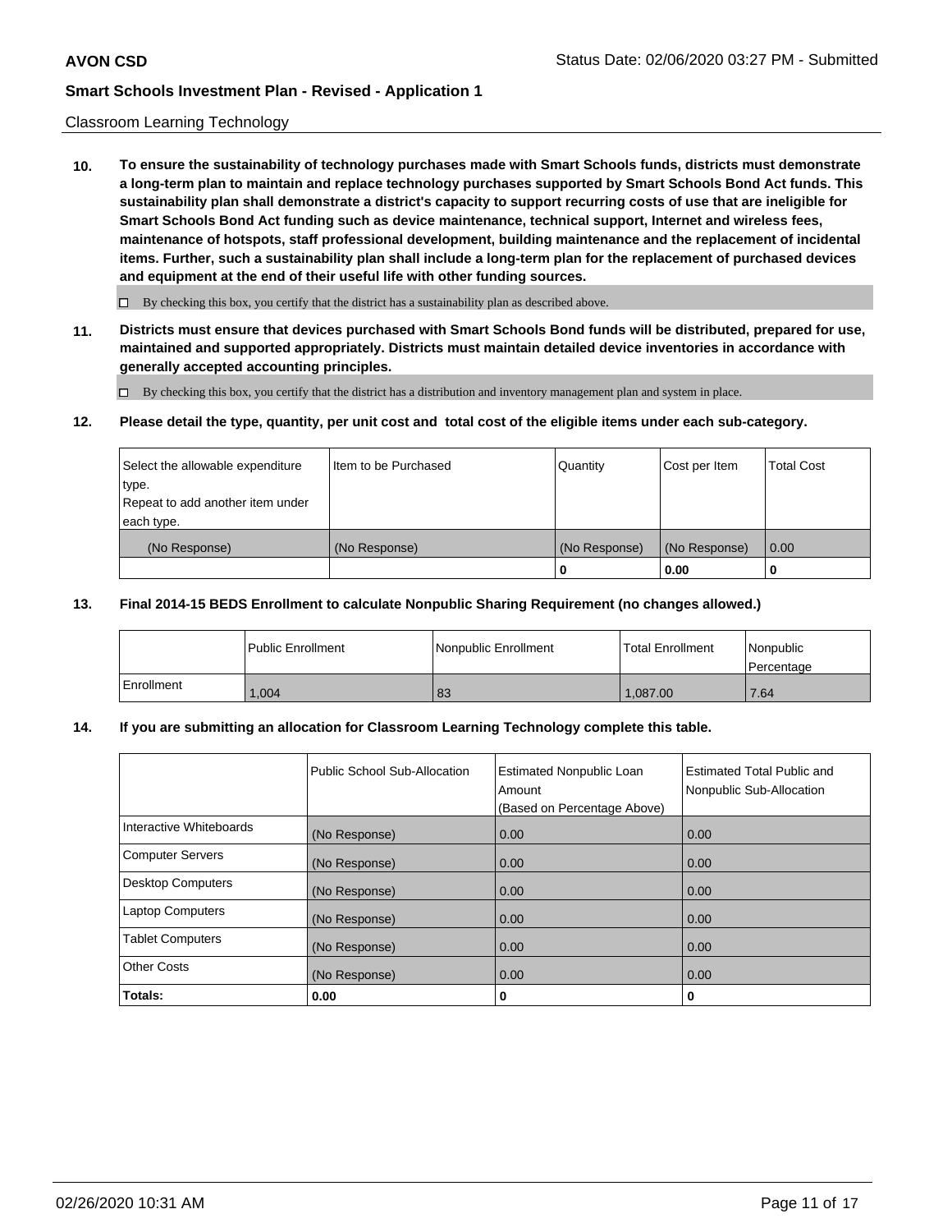Classroom Learning Technology

**10. To ensure the sustainability of technology purchases made with Smart Schools funds, districts must demonstrate a long-term plan to maintain and replace technology purchases supported by Smart Schools Bond Act funds. This sustainability plan shall demonstrate a district's capacity to support recurring costs of use that are ineligible for Smart Schools Bond Act funding such as device maintenance, technical support, Internet and wireless fees, maintenance of hotspots, staff professional development, building maintenance and the replacement of incidental items. Further, such a sustainability plan shall include a long-term plan for the replacement of purchased devices and equipment at the end of their useful life with other funding sources.**

☐ By checking this box, you certify that the district has a sustainability plan as described above.

**11. Districts must ensure that devices purchased with Smart Schools Bond funds will be distributed, prepared for use, maintained and supported appropriately. Districts must maintain detailed device inventories in accordance with generally accepted accounting principles.**

☐ By checking this box, you certify that the district has a distribution and inventory management plan and system in place.

**12. Please detail the type, quantity, per unit cost and total cost of the eligible items under each sub-category.**

| Select the allowable expenditure type. Repeat to add another item under each type. | Item to be Purchased | Quantity | Cost per Item | Total Cost |
|---|---|---|---|---|
| (No Response) | (No Response) | (No Response) | (No Response) | 0.00 |
| | | **0** | **0.00** | **0** |

**13. Final 2014-15 BEDS Enrollment to calculate Nonpublic Sharing Requirement (no changes allowed.)**

| | Public Enrollment | Nonpublic Enrollment | Total Enrollment | Nonpublic Percentage |
|---|---|---|---|---|
| Enrollment | 1,004 | 83 | 1,087.00 | 7.64 |

**14. If you are submitting an allocation for Classroom Learning Technology complete this table.**

| | Public School Sub-Allocation | Estimated Nonpublic Loan Amount (Based on Percentage Above) | Estimated Total Public and Nonpublic Sub-Allocation |
|---|---|---|---|
| Interactive Whiteboards | (No Response) | 0.00 | 0.00 |
| Computer Servers | (No Response) | 0.00 | 0.00 |
| Desktop Computers | (No Response) | 0.00 | 0.00 |
| Laptop Computers | (No Response) | 0.00 | 0.00 |
| Tablet Computers | (No Response) | 0.00 | 0.00 |
| Other Costs | (No Response) | 0.00 | 0.00 |
| **Totals:** | **0.00** | **0** | **0** |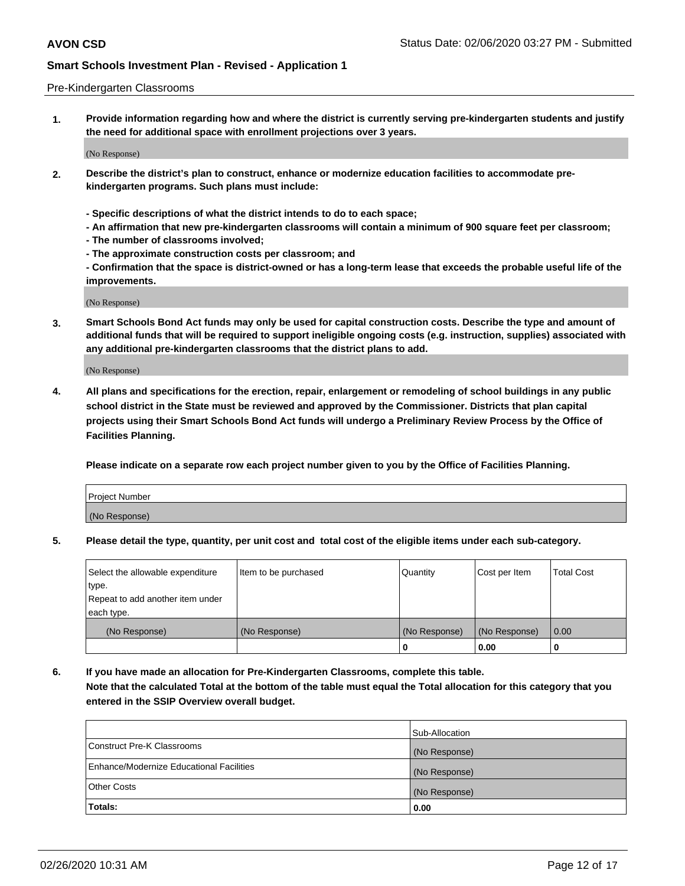Pre-Kindergarten Classrooms

**1. Provide information regarding how and where the district is currently serving pre-kindergarten students and justify the need for additional space with enrollment projections over 3 years.**

(No Response)

**2. Describe the district's plan to construct, enhance or modernize education facilities to accommodate pre-kindergarten programs. Such plans must include:**

**- Specific descriptions of what the district intends to do to each space;**
**- An affirmation that new pre-kindergarten classrooms will contain a minimum of 900 square feet per classroom;**
**- The number of classrooms involved;**
**- The approximate construction costs per classroom; and**
**- Confirmation that the space is district-owned or has a long-term lease that exceeds the probable useful life of the improvements.**

(No Response)

**3. Smart Schools Bond Act funds may only be used for capital construction costs. Describe the type and amount of additional funds that will be required to support ineligible ongoing costs (e.g. instruction, supplies) associated with any additional pre-kindergarten classrooms that the district plans to add.**

(No Response)

**4. All plans and specifications for the erection, repair, enlargement or remodeling of school buildings in any public school district in the State must be reviewed and approved by the Commissioner. Districts that plan capital projects using their Smart Schools Bond Act funds will undergo a Preliminary Review Process by the Office of Facilities Planning.**

**Please indicate on a separate row each project number given to you by the Office of Facilities Planning.**

| Project Number |
|---|
| (No Response) |

**5. Please detail the type, quantity, per unit cost and total cost of the eligible items under each sub-category.**

| Select the allowable expenditure type. Repeat to add another item under each type. | Item to be purchased | Quantity | Cost per Item | Total Cost |
|---|---|---|---|---|
| (No Response) | (No Response) | (No Response) | (No Response) | 0.00 |
| | | 0 | 0.00 | 0 |

**6. If you have made an allocation for Pre-Kindergarten Classrooms, complete this table. Note that the calculated Total at the bottom of the table must equal the Total allocation for this category that you entered in the SSIP Overview overall budget.**

| | Sub-Allocation |
|---|---|
| Construct Pre-K Classrooms | (No Response) |
| Enhance/Modernize Educational Facilities | (No Response) |
| Other Costs | (No Response) |
| **Totals:** | **0.00** |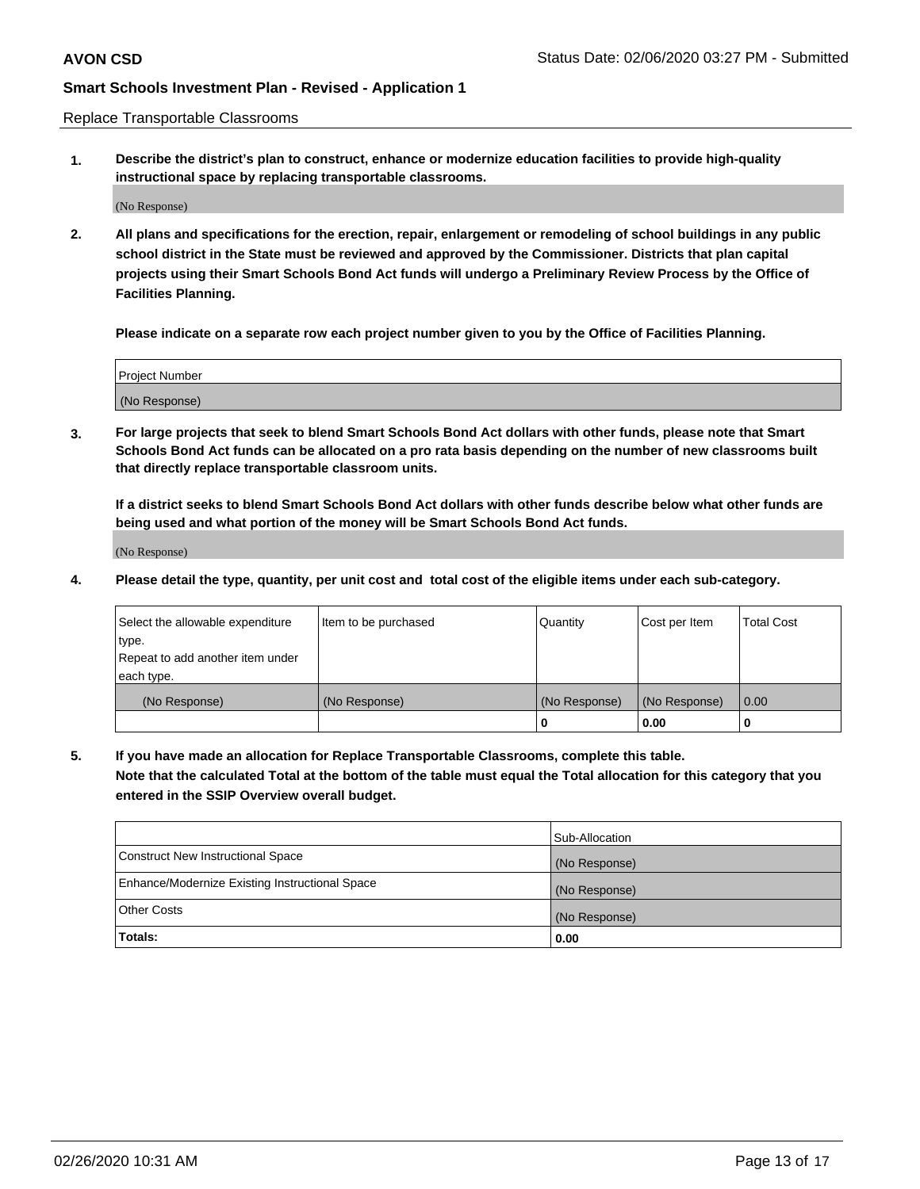Replace Transportable Classrooms

**1. Describe the district's plan to construct, enhance or modernize education facilities to provide high-quality instructional space by replacing transportable classrooms.**

(No Response)

**2. All plans and specifications for the erection, repair, enlargement or remodeling of school buildings in any public school district in the State must be reviewed and approved by the Commissioner. Districts that plan capital projects using their Smart Schools Bond Act funds will undergo a Preliminary Review Process by the Office of Facilities Planning.**

**Please indicate on a separate row each project number given to you by the Office of Facilities Planning.**

| Project Number |
|---|
| (No Response) |

**3. For large projects that seek to blend Smart Schools Bond Act dollars with other funds, please note that Smart Schools Bond Act funds can be allocated on a pro rata basis depending on the number of new classrooms built that directly replace transportable classroom units.**

**If a district seeks to blend Smart Schools Bond Act dollars with other funds describe below what other funds are being used and what portion of the money will be Smart Schools Bond Act funds.**

(No Response)

**4. Please detail the type, quantity, per unit cost and total cost of the eligible items under each sub-category.**

| Select the allowable expenditure type. Repeat to add another item under each type. | Item to be purchased | Quantity | Cost per Item | Total Cost |
|---|---|---|---|---|
| (No Response) | (No Response) | (No Response) | (No Response) | 0.00 |
| | | 0 | 0.00 | 0 |

**5. If you have made an allocation for Replace Transportable Classrooms, complete this table. Note that the calculated Total at the bottom of the table must equal the Total allocation for this category that you entered in the SSIP Overview overall budget.**

| | Sub-Allocation |
|---|---|
| Construct New Instructional Space | (No Response) |
| Enhance/Modernize Existing Instructional Space | (No Response) |
| Other Costs | (No Response) |
| **Totals:** | **0.00** |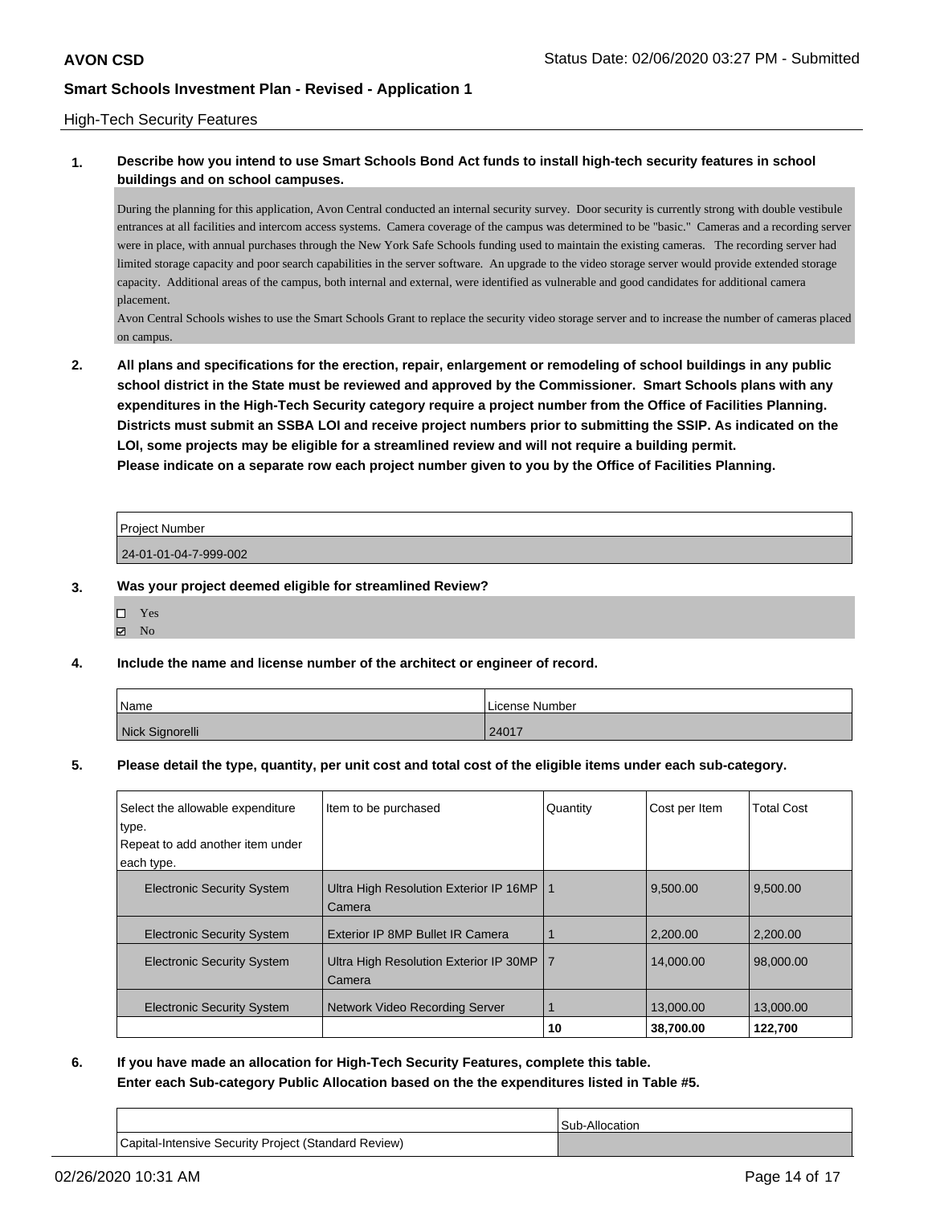High-Tech Security Features

**1. Describe how you intend to use Smart Schools Bond Act funds to install high-tech security features in school buildings and on school campuses.**

During the planning for this application, Avon Central conducted an internal security survey. Door security is currently strong with double vestibule entrances at all facilities and intercom access systems. Camera coverage of the campus was determined to be "basic." Cameras and a recording server were in place, with annual purchases through the New York Safe Schools funding used to maintain the existing cameras. The recording server had limited storage capacity and poor search capabilities in the server software. An upgrade to the video storage server would provide extended storage capacity. Additional areas of the campus, both internal and external, were identified as vulnerable and good candidates for additional camera placement.

Avon Central Schools wishes to use the Smart Schools Grant to replace the security video storage server and to increase the number of cameras placed on campus.

**2. All plans and specifications for the erection, repair, enlargement or remodeling of school buildings in any public school district in the State must be reviewed and approved by the Commissioner. Smart Schools plans with any expenditures in the High-Tech Security category require a project number from the Office of Facilities Planning. Districts must submit an SSBA LOI and receive project numbers prior to submitting the SSIP. As indicated on the LOI, some projects may be eligible for a streamlined review and will not require a building permit.**
**Please indicate on a separate row each project number given to you by the Office of Facilities Planning.**

| Project Number |
|---|
| 24-01-01-04-7-999-002 |

**3. Was your project deemed eligible for streamlined Review?**

- ☐ Yes
- ☑ No

**4. Include the name and license number of the architect or engineer of record.**

| Name | License Number |
|---|---|
| Nick Signorelli | 24017 |

**5. Please detail the type, quantity, per unit cost and total cost of the eligible items under each sub-category.**

| Select the allowable expenditure type. Repeat to add another item under each type. | Item to be purchased | Quantity | Cost per Item | Total Cost |
|---|---|---|---|---|
| Electronic Security System | Ultra High Resolution Exterior IP 16MP Camera | 1 | 9,500.00 | 9,500.00 |
| Electronic Security System | Exterior IP 8MP Bullet IR Camera | 1 | 2,200.00 | 2,200.00 |
| Electronic Security System | Ultra High Resolution Exterior IP 30MP Camera | 7 | 14,000.00 | 98,000.00 |
| Electronic Security System | Network Video Recording Server | 1 | 13,000.00 | 13,000.00 |
| | | **10** | **38,700.00** | **122,700** |

**6. If you have made an allocation for High-Tech Security Features, complete this table.**
**Enter each Sub-category Public Allocation based on the the expenditures listed in Table #5.**

| | Sub-Allocation |
|---|---|
| Capital-Intensive Security Project (Standard Review) | |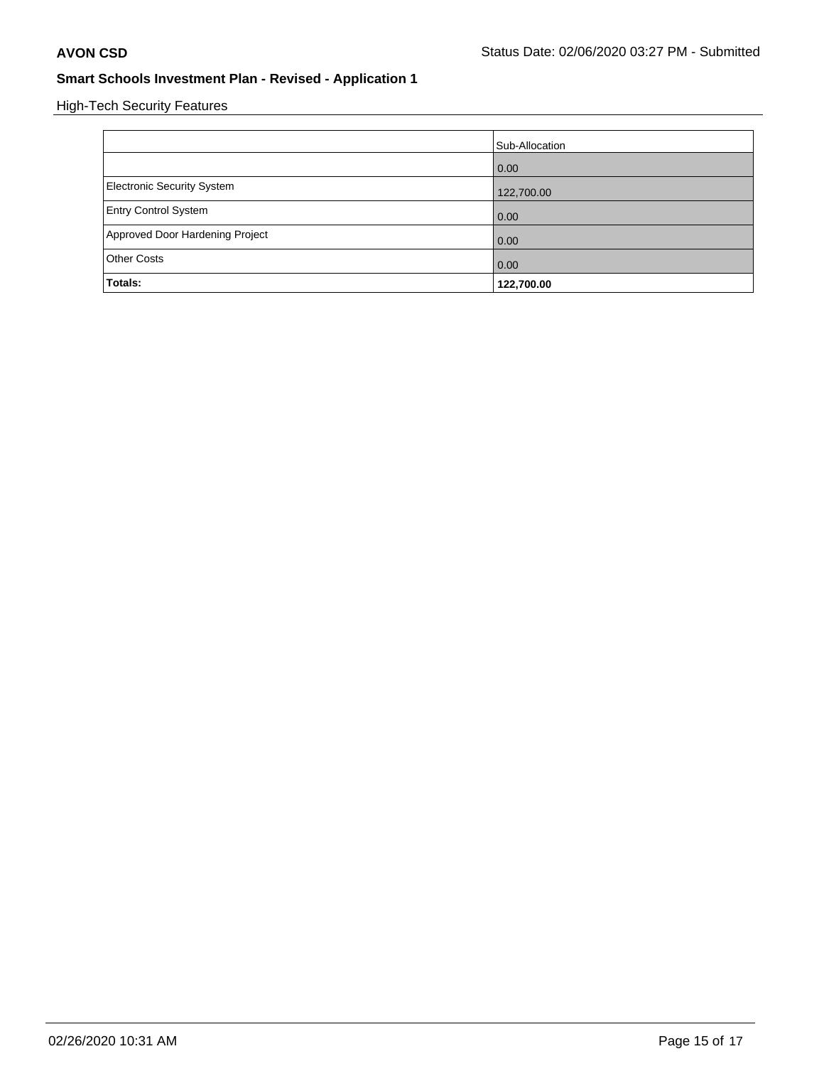High-Tech Security Features

| | Sub-Allocation |
|---|---|
| | 0.00 |
| Electronic Security System | 122,700.00 |
| Entry Control System | 0.00 |
| Approved Door Hardening Project | 0.00 |
| Other Costs | 0.00 |
| **Totals:** | **122,700.00** |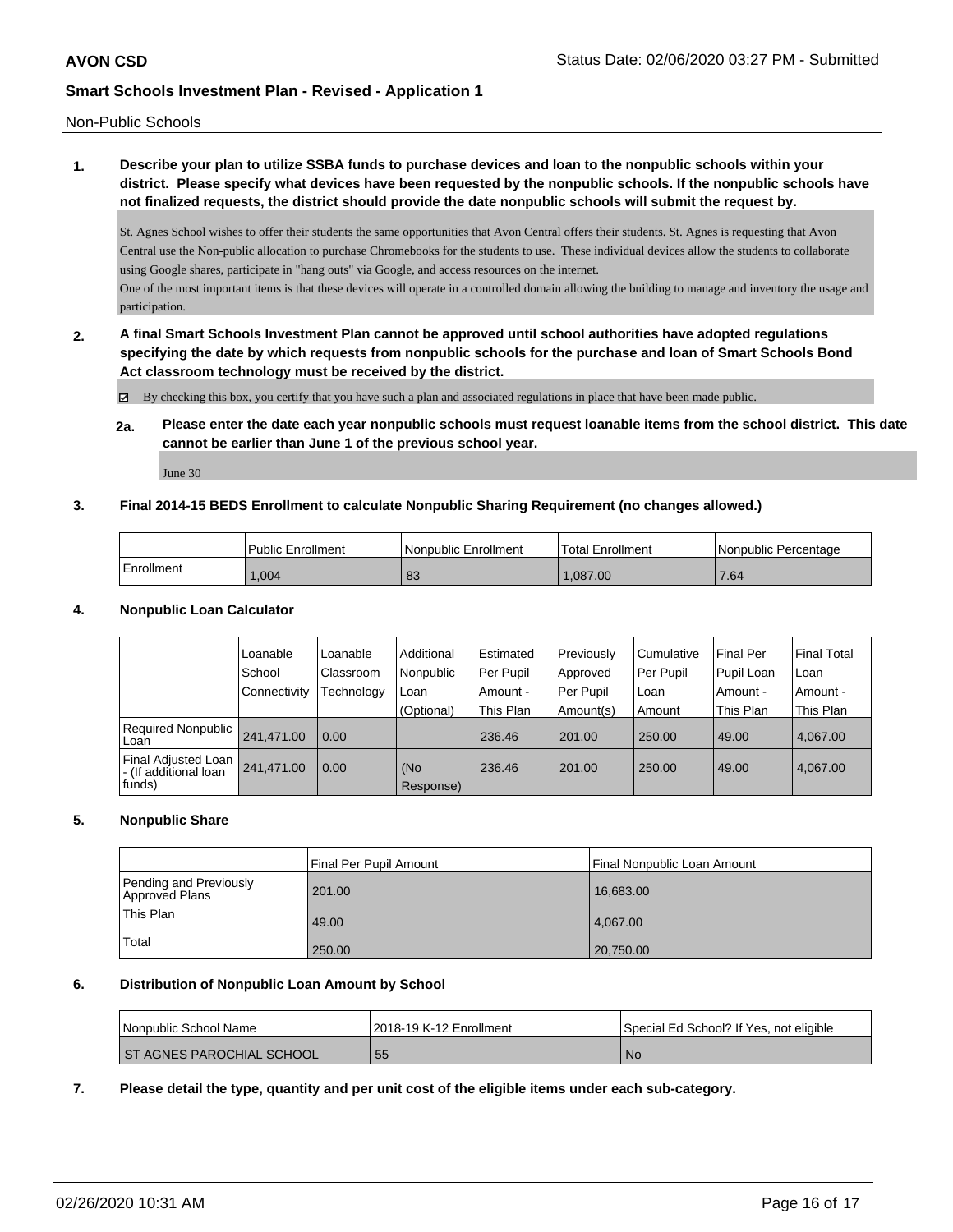Non-Public Schools

**1. Describe your plan to utilize SSBA funds to purchase devices and loan to the nonpublic schools within your district. Please specify what devices have been requested by the nonpublic schools. If the nonpublic schools have not finalized requests, the district should provide the date nonpublic schools will submit the request by.**

St. Agnes School wishes to offer their students the same opportunities that Avon Central offers their students. St. Agnes is requesting that Avon Central use the Non-public allocation to purchase Chromebooks for the students to use. These individual devices allow the students to collaborate using Google shares, participate in "hang outs" via Google, and access resources on the internet.
One of the most important items is that these devices will operate in a controlled domain allowing the building to manage and inventory the usage and participation.

**2. A final Smart Schools Investment Plan cannot be approved until school authorities have adopted regulations specifying the date by which requests from nonpublic schools for the purchase and loan of Smart Schools Bond Act classroom technology must be received by the district.**

☑ By checking this box, you certify that you have such a plan and associated regulations in place that have been made public.

**2a. Please enter the date each year nonpublic schools must request loanable items from the school district. This date cannot be earlier than June 1 of the previous school year.**

June 30

**3. Final 2014-15 BEDS Enrollment to calculate Nonpublic Sharing Requirement (no changes allowed.)**

| | Public Enrollment | Nonpublic Enrollment | Total Enrollment | Nonpublic Percentage |
|---|---|---|---|---|
| Enrollment | 1,004 | 83 | 1,087.00 | 7.64 |

**4. Nonpublic Loan Calculator**

| | Loanable School Connectivity | Loanable Classroom Technology | Additional Nonpublic Loan (Optional) | Estimated Per Pupil Amount - This Plan | Previously Approved Per Pupil Amount(s) | Cumulative Per Pupil Loan Amount | Final Per Pupil Loan Amount - This Plan | Final Total Loan Amount - This Plan |
|---|---|---|---|---|---|---|---|---|
| Required Nonpublic Loan | 241,471.00 | 0.00 | | 236.46 | 201.00 | 250.00 | 49.00 | 4,067.00 |
| Final Adjusted Loan - (If additional loan funds) | 241,471.00 | 0.00 | (No Response) | 236.46 | 201.00 | 250.00 | 49.00 | 4,067.00 |

**5. Nonpublic Share**

| | Final Per Pupil Amount | Final Nonpublic Loan Amount |
|---|---|---|
| Pending and Previously Approved Plans | 201.00 | 16,683.00 |
| This Plan | 49.00 | 4,067.00 |
| Total | 250.00 | 20,750.00 |

**6. Distribution of Nonpublic Loan Amount by School**

| Nonpublic School Name | 2018-19 K-12 Enrollment | Special Ed School? If Yes, not eligible |
|---|---|---|
| ST AGNES PAROCHIAL SCHOOL | 55 | No |

**7. Please detail the type, quantity and per unit cost of the eligible items under each sub-category.**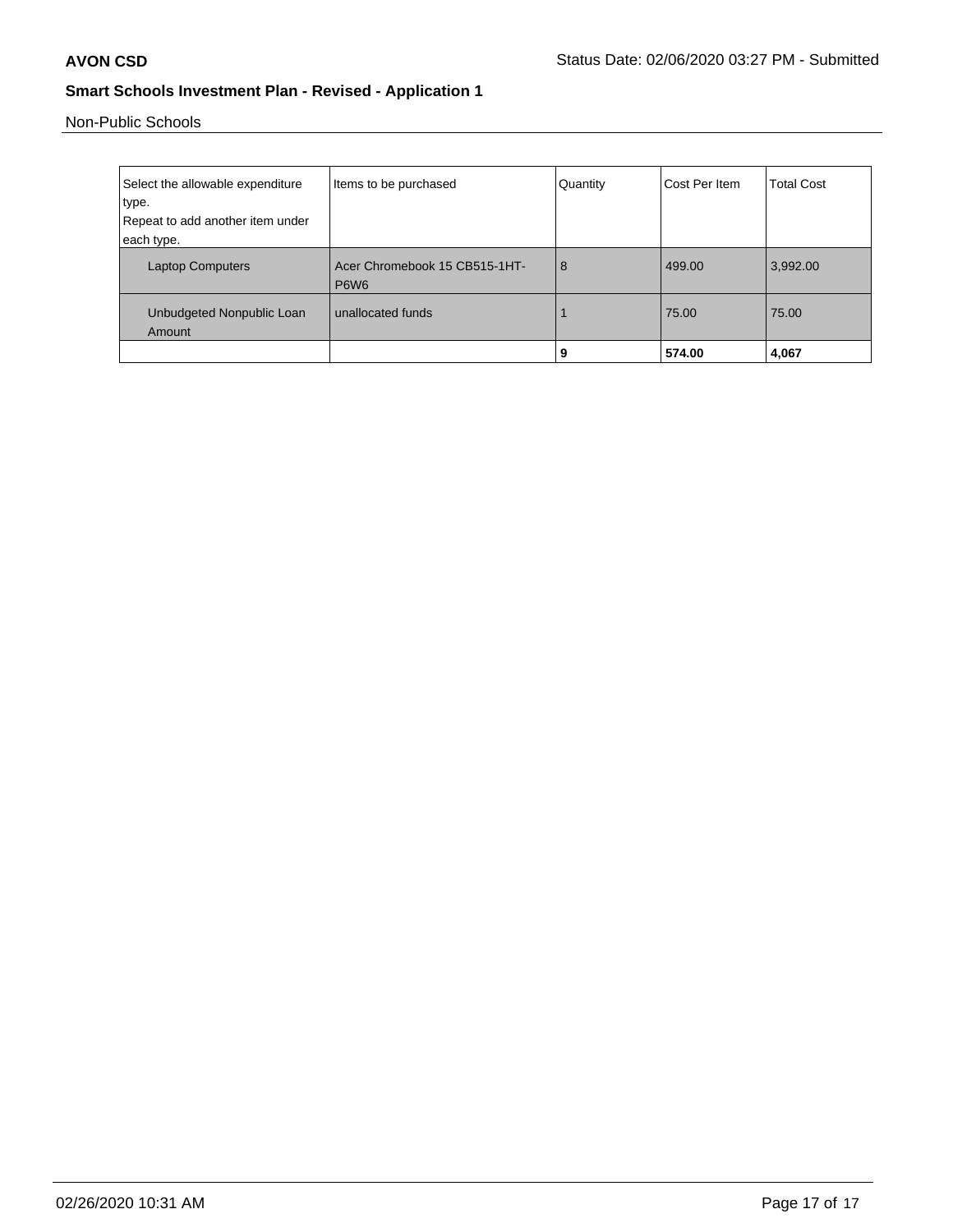Non-Public Schools

| Select the allowable expenditure type. Repeat to add another item under each type. | Items to be purchased | Quantity | Cost Per Item | Total Cost |
|---|---|---|---|---|
| Laptop Computers | Acer Chromebook 15 CB515-1HT-P6W6 | 8 | 499.00 | 3,992.00 |
| Unbudgeted Nonpublic Loan Amount | unallocated funds | 1 | 75.00 | 75.00 |
| | | **9** | **574.00** | **4,067** |